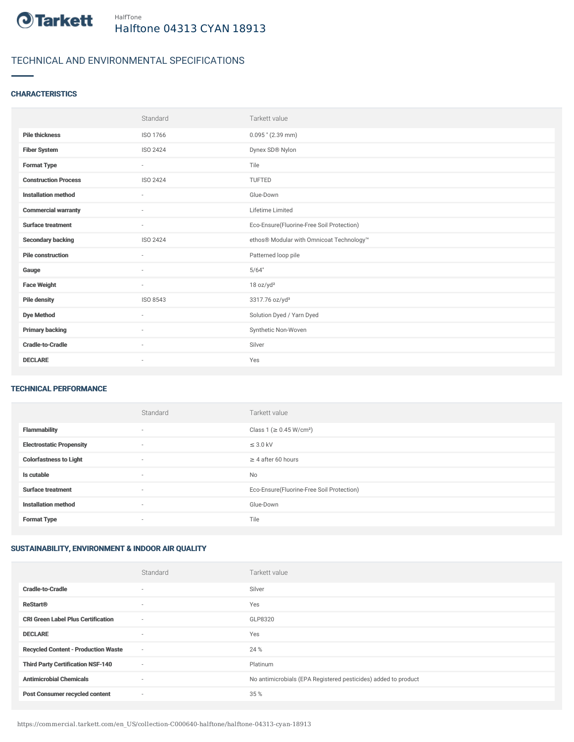HalfTone

# Halftone 04313 CYAN 18913

## TECHNICAL AND ENVIRONMENTAL SPECIFICATIONS

### CHARACTERISTICS

| | Standard | Tarkett value |
|---|---|---|
| **Pile thickness** | ISO 1766 | 0.095 " (2.39 mm) |
| **Fiber System** | ISO 2424 | Dynex SD® Nylon |
| **Format Type** | - | Tile |
| **Construction Process** | ISO 2424 | TUFTED |
| **Installation method** | - | Glue-Down |
| **Commercial warranty** | - | Lifetime Limited |
| **Surface treatment** | - | Eco-Ensure(Fluorine-Free Soil Protection) |
| **Secondary backing** | ISO 2424 | ethos® Modular with Omnicoat Technology™ |
| **Pile construction** | - | Patterned loop pile |
| **Gauge** | - | 5/64" |
| **Face Weight** | - | 18 oz/yd² |
| **Pile density** | ISO 8543 | 3317.76 oz/yd³ |
| **Dye Method** | - | Solution Dyed / Yarn Dyed |
| **Primary backing** | - | Synthetic Non-Woven |
| **Cradle-to-Cradle** | - | Silver |
| **DECLARE** | - | Yes |

### TECHNICAL PERFORMANCE

| | Standard | Tarkett value |
|---|---|---|
| **Flammability** | - | Class 1 (≥ 0.45 W/cm²) |
| **Electrostatic Propensity** | - | ≤ 3.0 kV |
| **Colorfastness to Light** | - | ≥ 4 after 60 hours |
| **Is cutable** | - | No |
| **Surface treatment** | - | Eco-Ensure(Fluorine-Free Soil Protection) |
| **Installation method** | - | Glue-Down |
| **Format Type** | - | Tile |

### SUSTAINABILITY, ENVIRONMENT & INDOOR AIR QUALITY

| | Standard | Tarkett value |
|---|---|---|
| **Cradle-to-Cradle** | - | Silver |
| **ReStart®** | - | Yes |
| **CRI Green Label Plus Certification** | - | GLP8320 |
| **DECLARE** | - | Yes |
| **Recycled Content - Production Waste** | - | 24 % |
| **Third Party Certification NSF-140** | - | Platinum |
| **Antimicrobial Chemicals** | - | No antimicrobials (EPA Registered pesticides) added to product |
| **Post Consumer recycled content** | - | 35 % |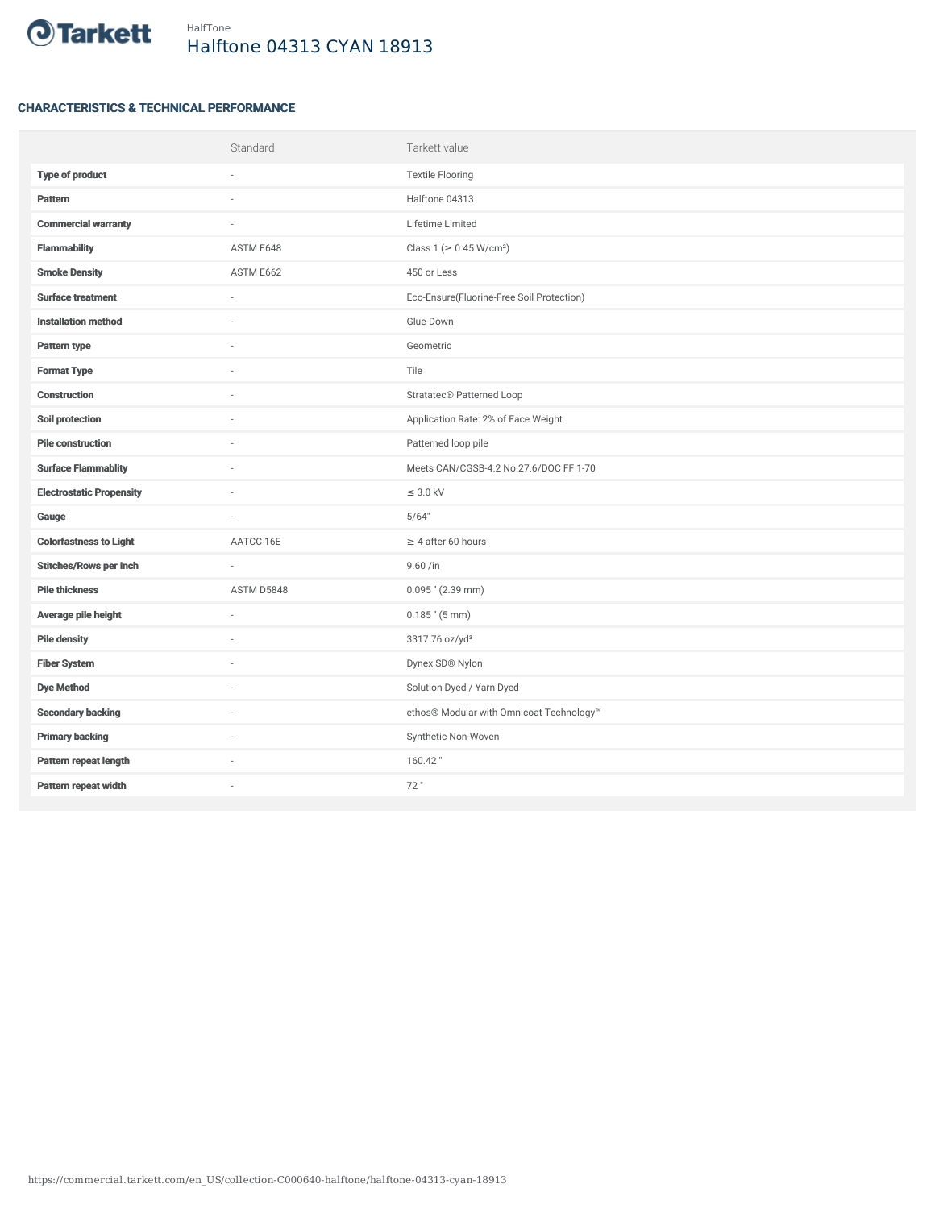HalfTone

# Halftone 04313 CYAN 18913

## CHARACTERISTICS & TECHNICAL PERFORMANCE

| | Standard | Tarkett value |
|---|---|---|
| **Type of product** | - | Textile Flooring |
| **Pattern** | - | Halftone 04313 |
| **Commercial warranty** | - | Lifetime Limited |
| **Flammability** | ASTM E648 | Class 1 (≥ 0.45 W/cm²) |
| **Smoke Density** | ASTM E662 | 450 or Less |
| **Surface treatment** | - | Eco-Ensure(Fluorine-Free Soil Protection) |
| **Installation method** | - | Glue-Down |
| **Pattern type** | - | Geometric |
| **Format Type** | - | Tile |
| **Construction** | - | Stratatec® Patterned Loop |
| **Soil protection** | - | Application Rate: 2% of Face Weight |
| **Pile construction** | - | Patterned loop pile |
| **Surface Flammablity** | - | Meets CAN/CGSB-4.2 No.27.6/DOC FF 1-70 |
| **Electrostatic Propensity** | - | ≤ 3.0 kV |
| **Gauge** | - | 5/64" |
| **Colorfastness to Light** | AATCC 16E | ≥ 4 after 60 hours |
| **Stitches/Rows per Inch** | - | 9.60 /in |
| **Pile thickness** | ASTM D5848 | 0.095 " (2.39 mm) |
| **Average pile height** | - | 0.185 " (5 mm) |
| **Pile density** | - | 3317.76 oz/yd³ |
| **Fiber System** | - | Dynex SD® Nylon |
| **Dye Method** | - | Solution Dyed / Yarn Dyed |
| **Secondary backing** | - | ethos® Modular with Omnicoat Technology™ |
| **Primary backing** | - | Synthetic Non-Woven |
| **Pattern repeat length** | - | 160.42 " |
| **Pattern repeat width** | - | 72 " |

https://commercial.tarkett.com/en_US/collection-C000640-halftone/halftone-04313-cyan-18913